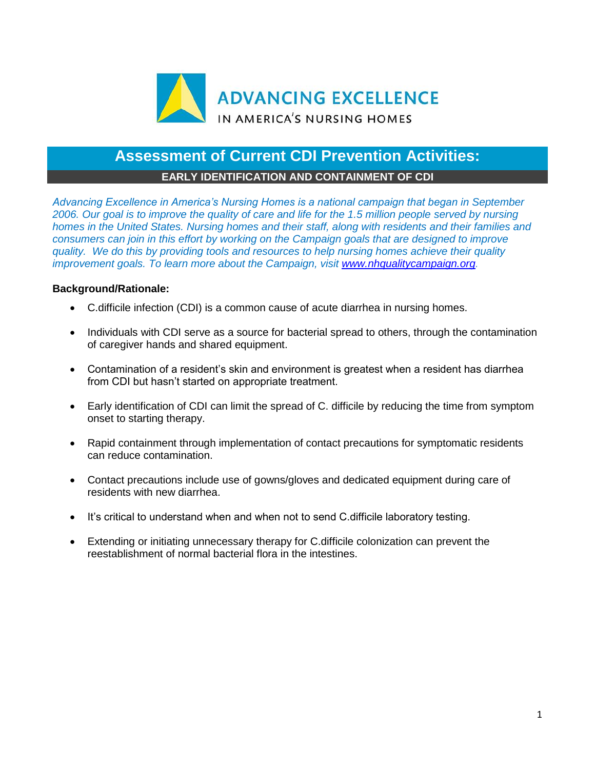ADVANCING EXCELLENCE
IN AMERICA'S NURSING HOMES

# Assessment of Current CDI Prevention Activities:

## EARLY IDENTIFICATION AND CONTAINMENT OF CDI

*Advancing Excellence in America's Nursing Homes is a national campaign that began in September 2006. Our goal is to improve the quality of care and life for the 1.5 million people served by nursing homes in the United States. Nursing homes and their staff, along with residents and their families and consumers can join in this effort by working on the Campaign goals that are designed to improve quality. We do this by providing tools and resources to help nursing homes achieve their quality improvement goals. To learn more about the Campaign, visit [www.nhqualitycampaign.org](http://www.nhqualitycampaign.org).*

**Background/Rationale:**

- C.difficile infection (CDI) is a common cause of acute diarrhea in nursing homes.
- Individuals with CDI serve as a source for bacterial spread to others, through the contamination of caregiver hands and shared equipment.
- Contamination of a resident's skin and environment is greatest when a resident has diarrhea from CDI but hasn't started on appropriate treatment.
- Early identification of CDI can limit the spread of C. difficile by reducing the time from symptom onset to starting therapy.
- Rapid containment through implementation of contact precautions for symptomatic residents can reduce contamination.
- Contact precautions include use of gowns/gloves and dedicated equipment during care of residents with new diarrhea.
- It's critical to understand when and when not to send C.difficile laboratory testing.
- Extending or initiating unnecessary therapy for C.difficile colonization can prevent the reestablishment of normal bacterial flora in the intestines.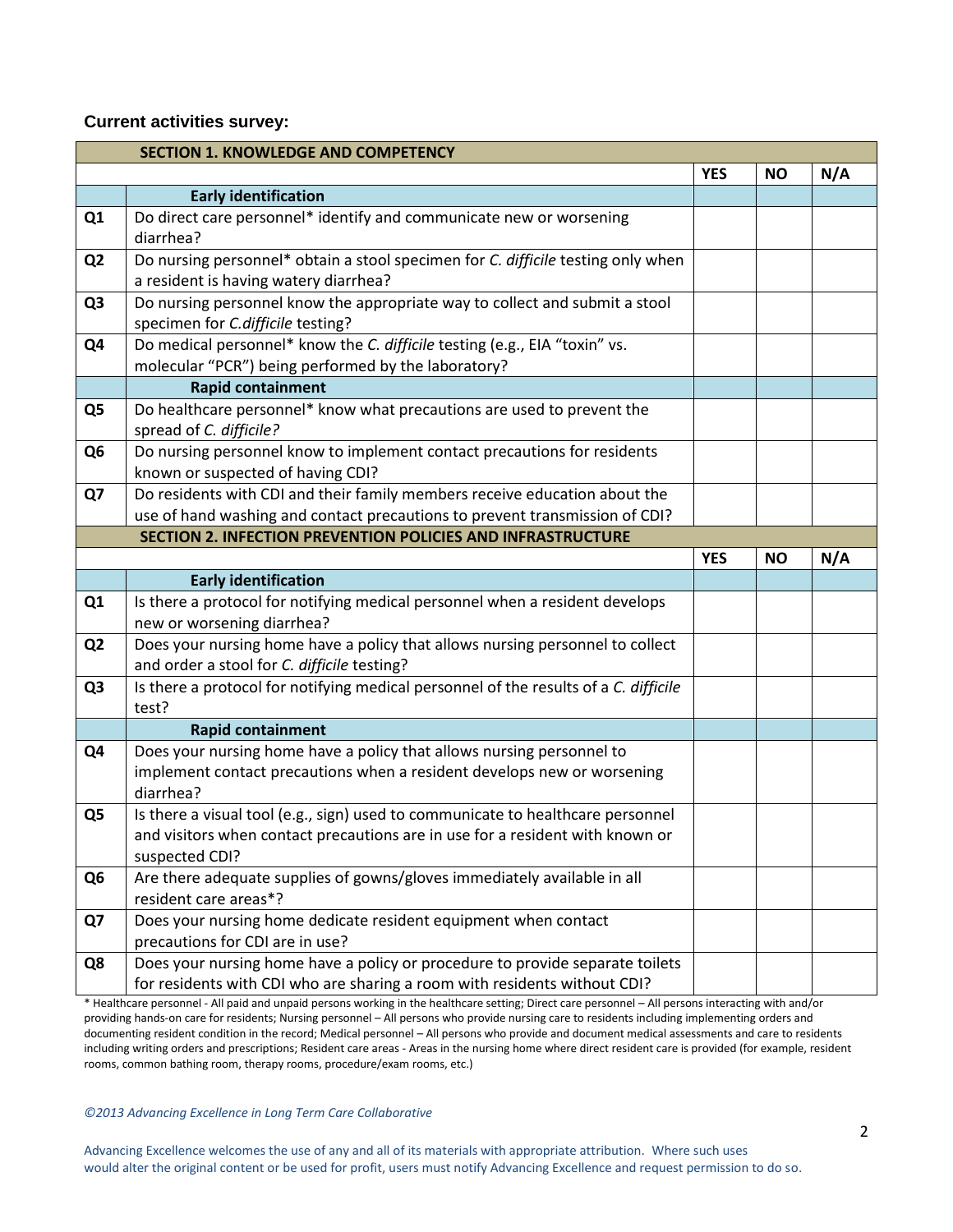**Current activities survey:**

| | | YES | NO | N/A |
|---|---|---|---|---|
| | **SECTION 1. KNOWLEDGE AND COMPETENCY** | | | |
| | **Early identification** | | | |
| **Q1** | Do direct care personnel* identify and communicate new or worsening diarrhea? | | | |
| **Q2** | Do nursing personnel* obtain a stool specimen for *C. difficile* testing only when a resident is having watery diarrhea? | | | |
| **Q3** | Do nursing personnel know the appropriate way to collect and submit a stool specimen for *C.difficile* testing? | | | |
| **Q4** | Do medical personnel* know the *C. difficile* testing (e.g., EIA "toxin" vs. molecular "PCR") being performed by the laboratory? | | | |
| | **Rapid containment** | | | |
| **Q5** | Do healthcare personnel* know what precautions are used to prevent the spread of *C. difficile?* | | | |
| **Q6** | Do nursing personnel know to implement contact precautions for residents known or suspected of having CDI? | | | |
| **Q7** | Do residents with CDI and their family members receive education about the use of hand washing and contact precautions to prevent transmission of CDI? | | | |

| | | YES | NO | N/A |
|---|---|---|---|---|
| | **SECTION 2. INFECTION PREVENTION POLICIES AND INFRASTRUCTURE** | | | |
| | **Early identification** | | | |
| **Q1** | Is there a protocol for notifying medical personnel when a resident develops new or worsening diarrhea? | | | |
| **Q2** | Does your nursing home have a policy that allows nursing personnel to collect and order a stool for *C. difficile* testing? | | | |
| **Q3** | Is there a protocol for notifying medical personnel of the results of a *C. difficile* test? | | | |
| | **Rapid containment** | | | |
| **Q4** | Does your nursing home have a policy that allows nursing personnel to implement contact precautions when a resident develops new or worsening diarrhea? | | | |
| **Q5** | Is there a visual tool (e.g., sign) used to communicate to healthcare personnel and visitors when contact precautions are in use for a resident with known or suspected CDI? | | | |
| **Q6** | Are there adequate supplies of gowns/gloves immediately available in all resident care areas*? | | | |
| **Q7** | Does your nursing home dedicate resident equipment when contact precautions for CDI are in use? | | | |
| **Q8** | Does your nursing home have a policy or procedure to provide separate toilets for residents with CDI who are sharing a room with residents without CDI? | | | |

* Healthcare personnel - All paid and unpaid persons working in the healthcare setting; Direct care personnel – All persons interacting with and/or providing hands-on care for residents; Nursing personnel – All persons who provide nursing care to residents including implementing orders and documenting resident condition in the record; Medical personnel – All persons who provide and document medical assessments and care to residents including writing orders and prescriptions; Resident care areas - Areas in the nursing home where direct resident care is provided (for example, resident rooms, common bathing room, therapy rooms, procedure/exam rooms, etc.)

*©2013 Advancing Excellence in Long Term Care Collaborative*

Advancing Excellence welcomes the use of any and all of its materials with appropriate attribution. Where such uses would alter the original content or be used for profit, users must notify Advancing Excellence and request permission to do so.